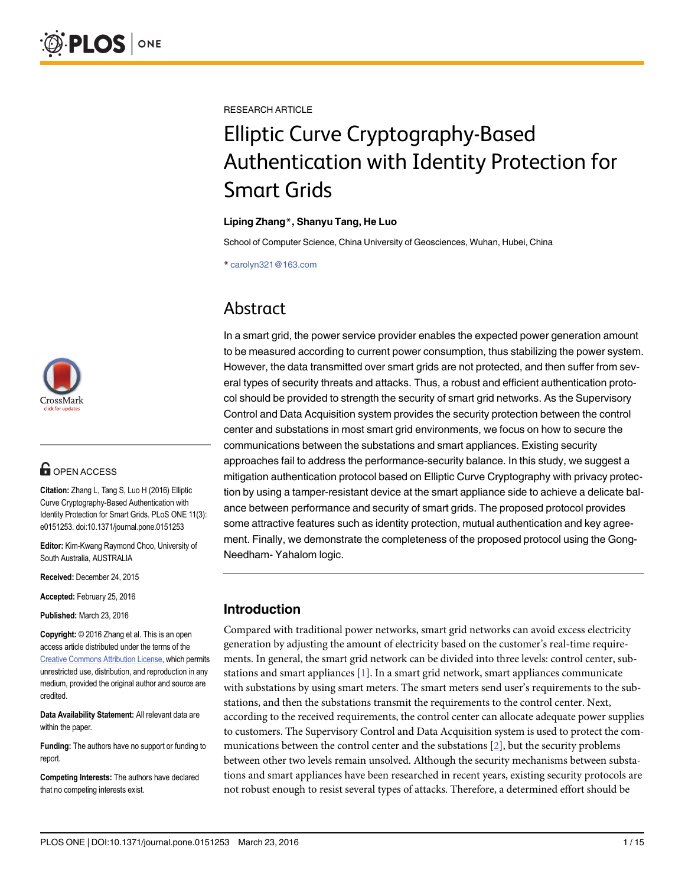RESEARCH ARTICLE

# Elliptic Curve Cryptography-Based Authentication with Identity Protection for Smart Grids

**Liping Zhang*, Shanyu Tang, He Luo**

School of Computer Science, China University of Geosciences, Wuhan, Hubei, China

* carolyn321@163.com

OPEN ACCESS

**Citation:** Zhang L, Tang S, Luo H (2016) Elliptic Curve Cryptography-Based Authentication with Identity Protection for Smart Grids. PLoS ONE 11(3): e0151253. doi:10.1371/journal.pone.0151253

**Editor:** Kim-Kwang Raymond Choo, University of South Australia, AUSTRALIA

**Received:** December 24, 2015

**Accepted:** February 25, 2016

**Published:** March 23, 2016

**Copyright:** © 2016 Zhang et al. This is an open access article distributed under the terms of the Creative Commons Attribution License, which permits unrestricted use, distribution, and reproduction in any medium, provided the original author and source are credited.

**Data Availability Statement:** All relevant data are within the paper.

**Funding:** The authors have no support or funding to report.

**Competing Interests:** The authors have declared that no competing interests exist.

## Abstract

In a smart grid, the power service provider enables the expected power generation amount to be measured according to current power consumption, thus stabilizing the power system. However, the data transmitted over smart grids are not protected, and then suffer from several types of security threats and attacks. Thus, a robust and efficient authentication protocol should be provided to strength the security of smart grid networks. As the Supervisory Control and Data Acquisition system provides the security protection between the control center and substations in most smart grid environments, we focus on how to secure the communications between the substations and smart appliances. Existing security approaches fail to address the performance-security balance. In this study, we suggest a mitigation authentication protocol based on Elliptic Curve Cryptography with privacy protection by using a tamper-resistant device at the smart appliance side to achieve a delicate balance between performance and security of smart grids. The proposed protocol provides some attractive features such as identity protection, mutual authentication and key agreement. Finally, we demonstrate the completeness of the proposed protocol using the Gong-Needham- Yahalom logic.

## Introduction

Compared with traditional power networks, smart grid networks can avoid excess electricity generation by adjusting the amount of electricity based on the customer's real-time requirements. In general, the smart grid network can be divided into three levels: control center, substations and smart appliances [1]. In a smart grid network, smart appliances communicate with substations by using smart meters. The smart meters send user's requirements to the substations, and then the substations transmit the requirements to the control center. Next, according to the received requirements, the control center can allocate adequate power supplies to customers. The Supervisory Control and Data Acquisition system is used to protect the communications between the control center and the substations [2], but the security problems between other two levels remain unsolved. Although the security mechanisms between substations and smart appliances have been researched in recent years, existing security protocols are not robust enough to resist several types of attacks. Therefore, a determined effort should be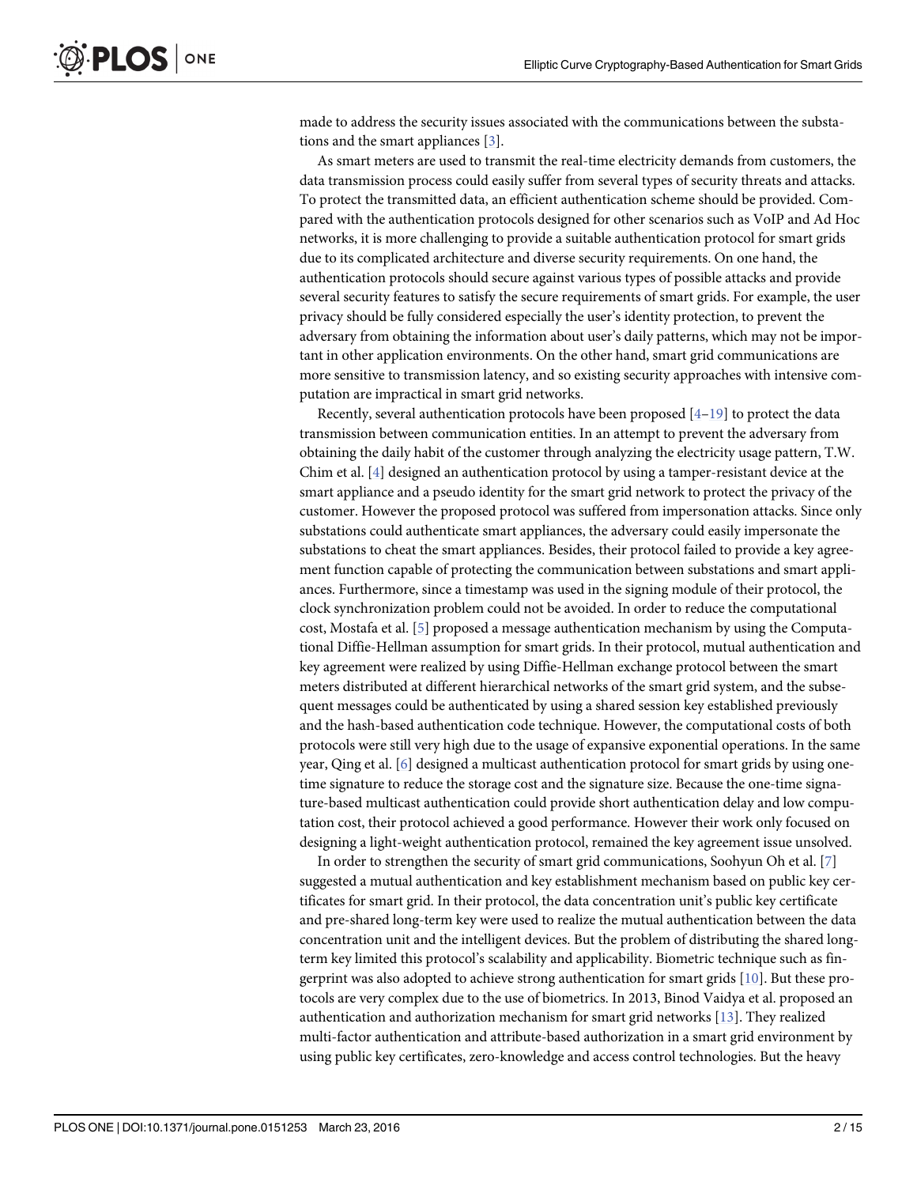made to address the security issues associated with the communications between the substations and the smart appliances [3].

As smart meters are used to transmit the real-time electricity demands from customers, the data transmission process could easily suffer from several types of security threats and attacks. To protect the transmitted data, an efficient authentication scheme should be provided. Compared with the authentication protocols designed for other scenarios such as VoIP and Ad Hoc networks, it is more challenging to provide a suitable authentication protocol for smart grids due to its complicated architecture and diverse security requirements. On one hand, the authentication protocols should secure against various types of possible attacks and provide several security features to satisfy the secure requirements of smart grids. For example, the user privacy should be fully considered especially the user's identity protection, to prevent the adversary from obtaining the information about user's daily patterns, which may not be important in other application environments. On the other hand, smart grid communications are more sensitive to transmission latency, and so existing security approaches with intensive computation are impractical in smart grid networks.

Recently, several authentication protocols have been proposed [4–19] to protect the data transmission between communication entities. In an attempt to prevent the adversary from obtaining the daily habit of the customer through analyzing the electricity usage pattern, T.W. Chim et al. [4] designed an authentication protocol by using a tamper-resistant device at the smart appliance and a pseudo identity for the smart grid network to protect the privacy of the customer. However the proposed protocol was suffered from impersonation attacks. Since only substations could authenticate smart appliances, the adversary could easily impersonate the substations to cheat the smart appliances. Besides, their protocol failed to provide a key agreement function capable of protecting the communication between substations and smart appliances. Furthermore, since a timestamp was used in the signing module of their protocol, the clock synchronization problem could not be avoided. In order to reduce the computational cost, Mostafa et al. [5] proposed a message authentication mechanism by using the Computational Diffie-Hellman assumption for smart grids. In their protocol, mutual authentication and key agreement were realized by using Diffie-Hellman exchange protocol between the smart meters distributed at different hierarchical networks of the smart grid system, and the subsequent messages could be authenticated by using a shared session key established previously and the hash-based authentication code technique. However, the computational costs of both protocols were still very high due to the usage of expansive exponential operations. In the same year, Qing et al. [6] designed a multicast authentication protocol for smart grids by using one-time signature to reduce the storage cost and the signature size. Because the one-time signature-based multicast authentication could provide short authentication delay and low computation cost, their protocol achieved a good performance. However their work only focused on designing a light-weight authentication protocol, remained the key agreement issue unsolved.

In order to strengthen the security of smart grid communications, Soohyun Oh et al. [7] suggested a mutual authentication and key establishment mechanism based on public key certificates for smart grid. In their protocol, the data concentration unit's public key certificate and pre-shared long-term key were used to realize the mutual authentication between the data concentration unit and the intelligent devices. But the problem of distributing the shared long-term key limited this protocol's scalability and applicability. Biometric technique such as fingerprint was also adopted to achieve strong authentication for smart grids [10]. But these protocols are very complex due to the use of biometrics. In 2013, Binod Vaidya et al. proposed an authentication and authorization mechanism for smart grid networks [13]. They realized multi-factor authentication and attribute-based authorization in a smart grid environment by using public key certificates, zero-knowledge and access control technologies. But the heavy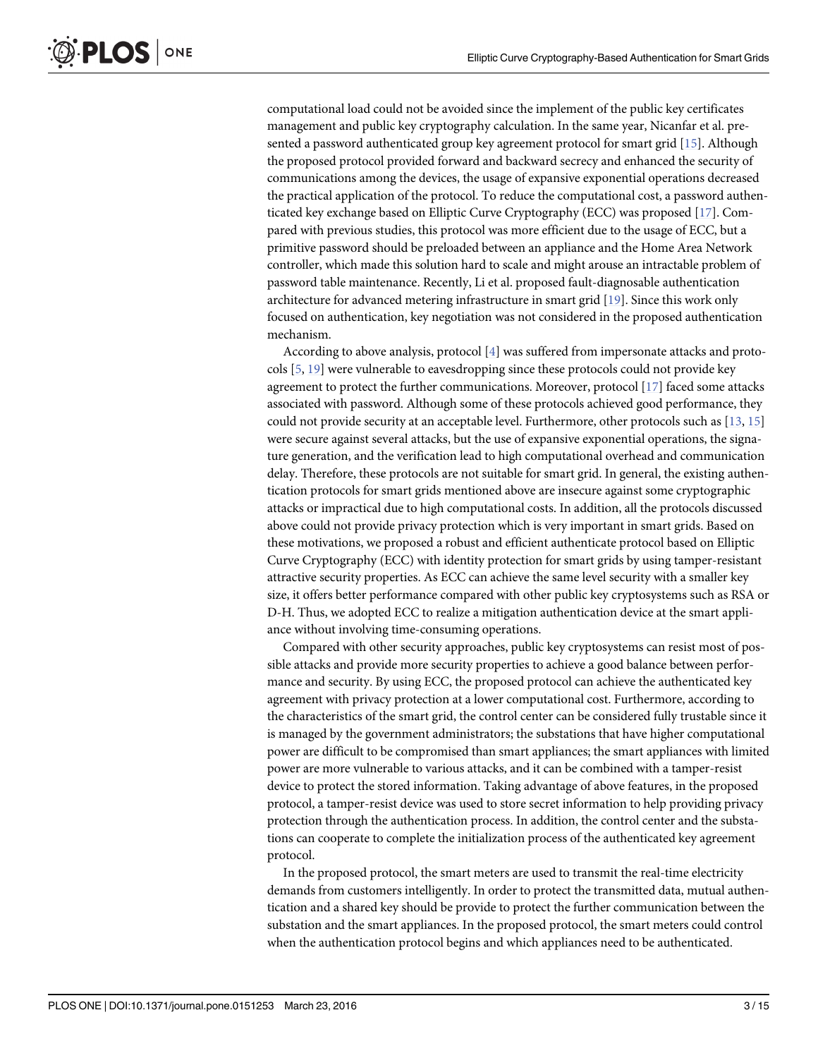computational load could not be avoided since the implement of the public key certificates management and public key cryptography calculation. In the same year, Nicanfar et al. presented a password authenticated group key agreement protocol for smart grid [15]. Although the proposed protocol provided forward and backward secrecy and enhanced the security of communications among the devices, the usage of expansive exponential operations decreased the practical application of the protocol. To reduce the computational cost, a password authenticated key exchange based on Elliptic Curve Cryptography (ECC) was proposed [17]. Compared with previous studies, this protocol was more efficient due to the usage of ECC, but a primitive password should be preloaded between an appliance and the Home Area Network controller, which made this solution hard to scale and might arouse an intractable problem of password table maintenance. Recently, Li et al. proposed fault-diagnosable authentication architecture for advanced metering infrastructure in smart grid [19]. Since this work only focused on authentication, key negotiation was not considered in the proposed authentication mechanism.

According to above analysis, protocol [4] was suffered from impersonate attacks and protocols [5, 19] were vulnerable to eavesdropping since these protocols could not provide key agreement to protect the further communications. Moreover, protocol [17] faced some attacks associated with password. Although some of these protocols achieved good performance, they could not provide security at an acceptable level. Furthermore, other protocols such as [13, 15] were secure against several attacks, but the use of expansive exponential operations, the signature generation, and the verification lead to high computational overhead and communication delay. Therefore, these protocols are not suitable for smart grid. In general, the existing authentication protocols for smart grids mentioned above are insecure against some cryptographic attacks or impractical due to high computational costs. In addition, all the protocols discussed above could not provide privacy protection which is very important in smart grids. Based on these motivations, we proposed a robust and efficient authenticate protocol based on Elliptic Curve Cryptography (ECC) with identity protection for smart grids by using tamper-resistant attractive security properties. As ECC can achieve the same level security with a smaller key size, it offers better performance compared with other public key cryptosystems such as RSA or D-H. Thus, we adopted ECC to realize a mitigation authentication device at the smart appliance without involving time-consuming operations.

Compared with other security approaches, public key cryptosystems can resist most of possible attacks and provide more security properties to achieve a good balance between performance and security. By using ECC, the proposed protocol can achieve the authenticated key agreement with privacy protection at a lower computational cost. Furthermore, according to the characteristics of the smart grid, the control center can be considered fully trustable since it is managed by the government administrators; the substations that have higher computational power are difficult to be compromised than smart appliances; the smart appliances with limited power are more vulnerable to various attacks, and it can be combined with a tamper-resist device to protect the stored information. Taking advantage of above features, in the proposed protocol, a tamper-resist device was used to store secret information to help providing privacy protection through the authentication process. In addition, the control center and the substations can cooperate to complete the initialization process of the authenticated key agreement protocol.

In the proposed protocol, the smart meters are used to transmit the real-time electricity demands from customers intelligently. In order to protect the transmitted data, mutual authentication and a shared key should be provide to protect the further communication between the substation and the smart appliances. In the proposed protocol, the smart meters could control when the authentication protocol begins and which appliances need to be authenticated.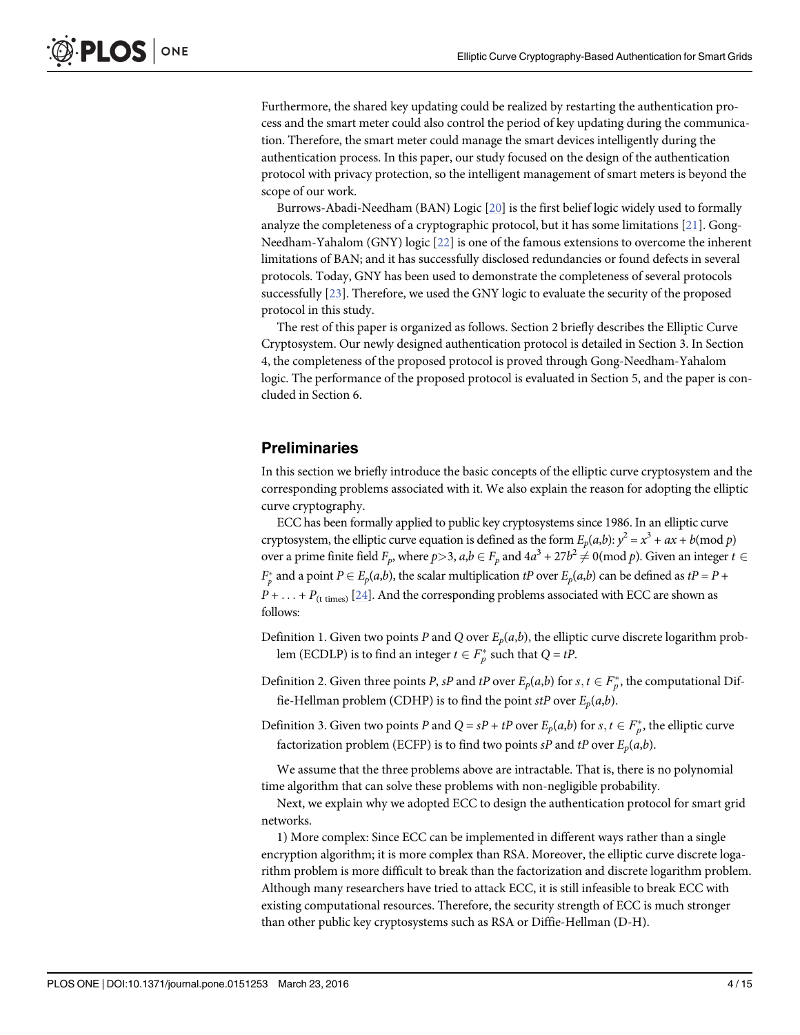Furthermore, the shared key updating could be realized by restarting the authentication process and the smart meter could also control the period of key updating during the communication. Therefore, the smart meter could manage the smart devices intelligently during the authentication process. In this paper, our study focused on the design of the authentication protocol with privacy protection, so the intelligent management of smart meters is beyond the scope of our work.

Burrows-Abadi-Needham (BAN) Logic [20] is the first belief logic widely used to formally analyze the completeness of a cryptographic protocol, but it has some limitations [21]. Gong-Needham-Yahalom (GNY) logic [22] is one of the famous extensions to overcome the inherent limitations of BAN; and it has successfully disclosed redundancies or found defects in several protocols. Today, GNY has been used to demonstrate the completeness of several protocols successfully [23]. Therefore, we used the GNY logic to evaluate the security of the proposed protocol in this study.

The rest of this paper is organized as follows. Section 2 briefly describes the Elliptic Curve Cryptosystem. Our newly designed authentication protocol is detailed in Section 3. In Section 4, the completeness of the proposed protocol is proved through Gong-Needham-Yahalom logic. The performance of the proposed protocol is evaluated in Section 5, and the paper is concluded in Section 6.

## Preliminaries

In this section we briefly introduce the basic concepts of the elliptic curve cryptosystem and the corresponding problems associated with it. We also explain the reason for adopting the elliptic curve cryptography.

ECC has been formally applied to public key cryptosystems since 1986. In an elliptic curve cryptosystem, the elliptic curve equation is defined as the form $E_p(a,b)$: $y^2 = x^3 + ax + b (\text{mod } p)$ over a prime finite field $F_p$, where $p>3$, $a,b \in F_p$ and $4a^3 + 27b^2 \neq 0 (\text{mod } p)$. Given an integer $t \in F_p^*$ and a point $P \in E_p(a,b)$, the scalar multiplication $tP$ over $E_p(a,b)$ can be defined as $tP = P + P + \ldots + P_{(t \text{ times})}$ [24]. And the corresponding problems associated with ECC are shown as follows:

Definition 1. Given two points $P$ and $Q$ over $E_p(a,b)$, the elliptic curve discrete logarithm problem (ECDLP) is to find an integer $t \in F_p^*$ such that $Q = tP$.

Definition 2. Given three points $P$, $sP$ and $tP$ over $E_p(a,b)$ for $s, t \in F_p^*$, the computational Diffie-Hellman problem (CDHP) is to find the point $stP$ over $E_p(a,b)$.

Definition 3. Given two points $P$ and $Q = sP + tP$ over $E_p(a,b)$ for $s, t \in F_p^*$, the elliptic curve factorization problem (ECFP) is to find two points $sP$ and $tP$ over $E_p(a,b)$.

We assume that the three problems above are intractable. That is, there is no polynomial time algorithm that can solve these problems with non-negligible probability.

Next, we explain why we adopted ECC to design the authentication protocol for smart grid networks.

1) More complex: Since ECC can be implemented in different ways rather than a single encryption algorithm; it is more complex than RSA. Moreover, the elliptic curve discrete logarithm problem is more difficult to break than the factorization and discrete logarithm problem. Although many researchers have tried to attack ECC, it is still infeasible to break ECC with existing computational resources. Therefore, the security strength of ECC is much stronger than other public key cryptosystems such as RSA or Diffie-Hellman (D-H).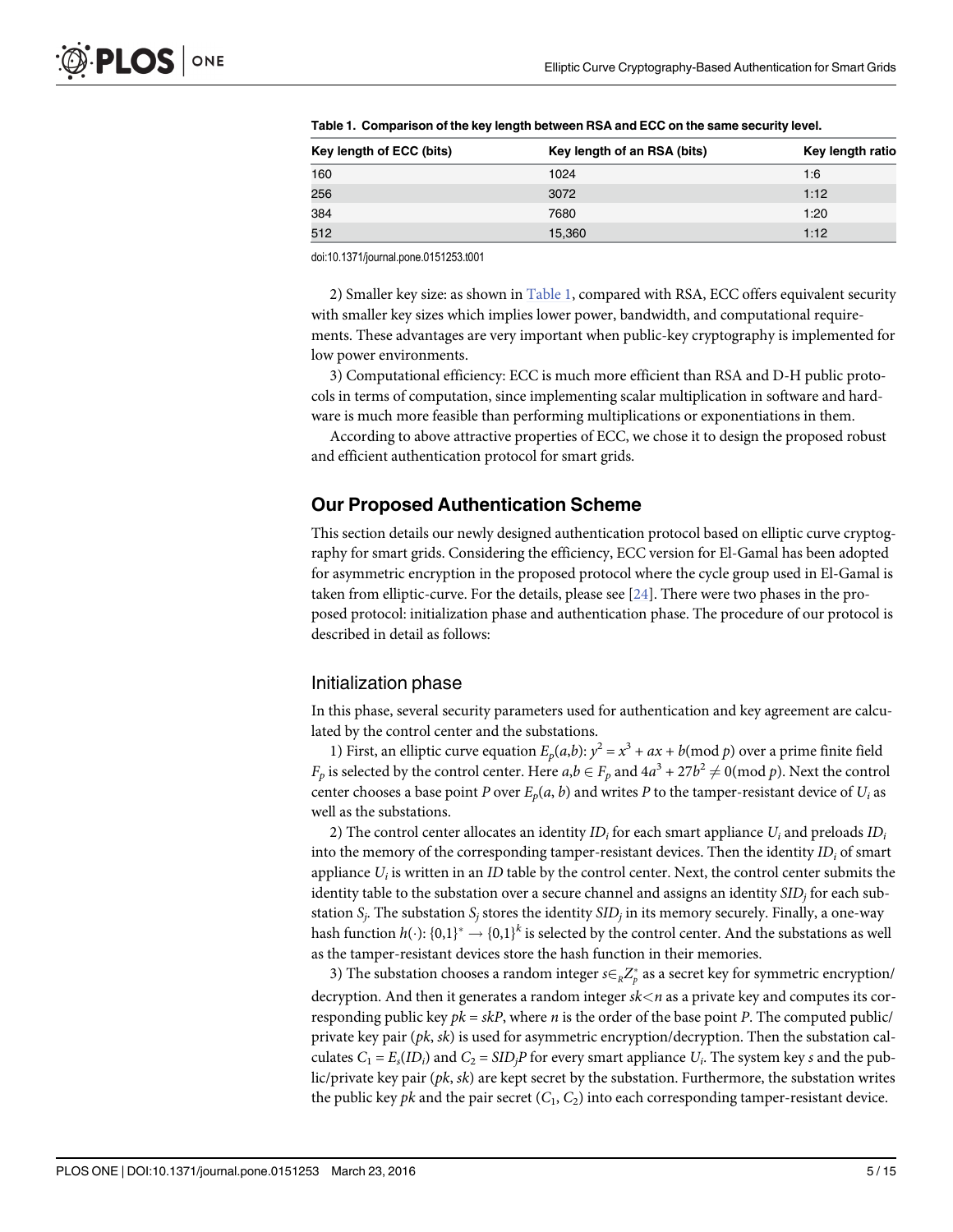**Table 1. Comparison of the key length between RSA and ECC on the same security level.**

| Key length of ECC (bits) | Key length of an RSA (bits) | Key length ratio |
|---|---|---|
| 160 | 1024 | 1:6 |
| 256 | 3072 | 1:12 |
| 384 | 7680 | 1:20 |
| 512 | 15,360 | 1:12 |

doi:10.1371/journal.pone.0151253.t001

2) Smaller key size: as shown in Table 1, compared with RSA, ECC offers equivalent security with smaller key sizes which implies lower power, bandwidth, and computational requirements. These advantages are very important when public-key cryptography is implemented for low power environments.

3) Computational efficiency: ECC is much more efficient than RSA and D-H public protocols in terms of computation, since implementing scalar multiplication in software and hardware is much more feasible than performing multiplications or exponentiations in them.

According to above attractive properties of ECC, we chose it to design the proposed robust and efficient authentication protocol for smart grids.

## Our Proposed Authentication Scheme

This section details our newly designed authentication protocol based on elliptic curve cryptography for smart grids. Considering the efficiency, ECC version for El-Gamal has been adopted for asymmetric encryption in the proposed protocol where the cycle group used in El-Gamal is taken from elliptic-curve. For the details, please see [24]. There were two phases in the proposed protocol: initialization phase and authentication phase. The procedure of our protocol is described in detail as follows:

### Initialization phase

In this phase, several security parameters used for authentication and key agreement are calculated by the control center and the substations.

1) First, an elliptic curve equation $E_p(a,b)$: $y^2 = x^3 + ax + b(\text{mod } p)$ over a prime finite field $F_p$ is selected by the control center. Here $a,b \in F_p$ and $4a^3 + 27b^2 \neq 0(\text{mod } p)$. Next the control center chooses a base point $P$ over $E_p(a, b)$ and writes $P$ to the tamper-resistant device of $U_i$ as well as the substations.

2) The control center allocates an identity $ID_i$ for each smart appliance $U_i$ and preloads $ID_i$ into the memory of the corresponding tamper-resistant devices. Then the identity $ID_i$ of smart appliance $U_i$ is written in an $ID$ table by the control center. Next, the control center submits the identity table to the substation over a secure channel and assigns an identity $SID_j$ for each substation $S_j$. The substation $S_j$ stores the identity $SID_j$ in its memory securely. Finally, a one-way hash function $h(\cdot)$: $\{0,1\}^* \rightarrow \{0,1\}^k$ is selected by the control center. And the substations as well as the tamper-resistant devices store the hash function in their memories.

3) The substation chooses a random integer $s \in_R Z_p^*$ as a secret key for symmetric encryption/decryption. And then it generates a random integer $sk < n$ as a private key and computes its corresponding public key $pk = skP$, where $n$ is the order of the base point $P$. The computed public/private key pair $(pk, sk)$ is used for asymmetric encryption/decryption. Then the substation calculates $C_1 = E_s(ID_i)$ and $C_2 = SID_jP$ for every smart appliance $U_i$. The system key $s$ and the public/private key pair $(pk, sk)$ are kept secret by the substation. Furthermore, the substation writes the public key $pk$ and the pair secret $(C_1, C_2)$ into each corresponding tamper-resistant device.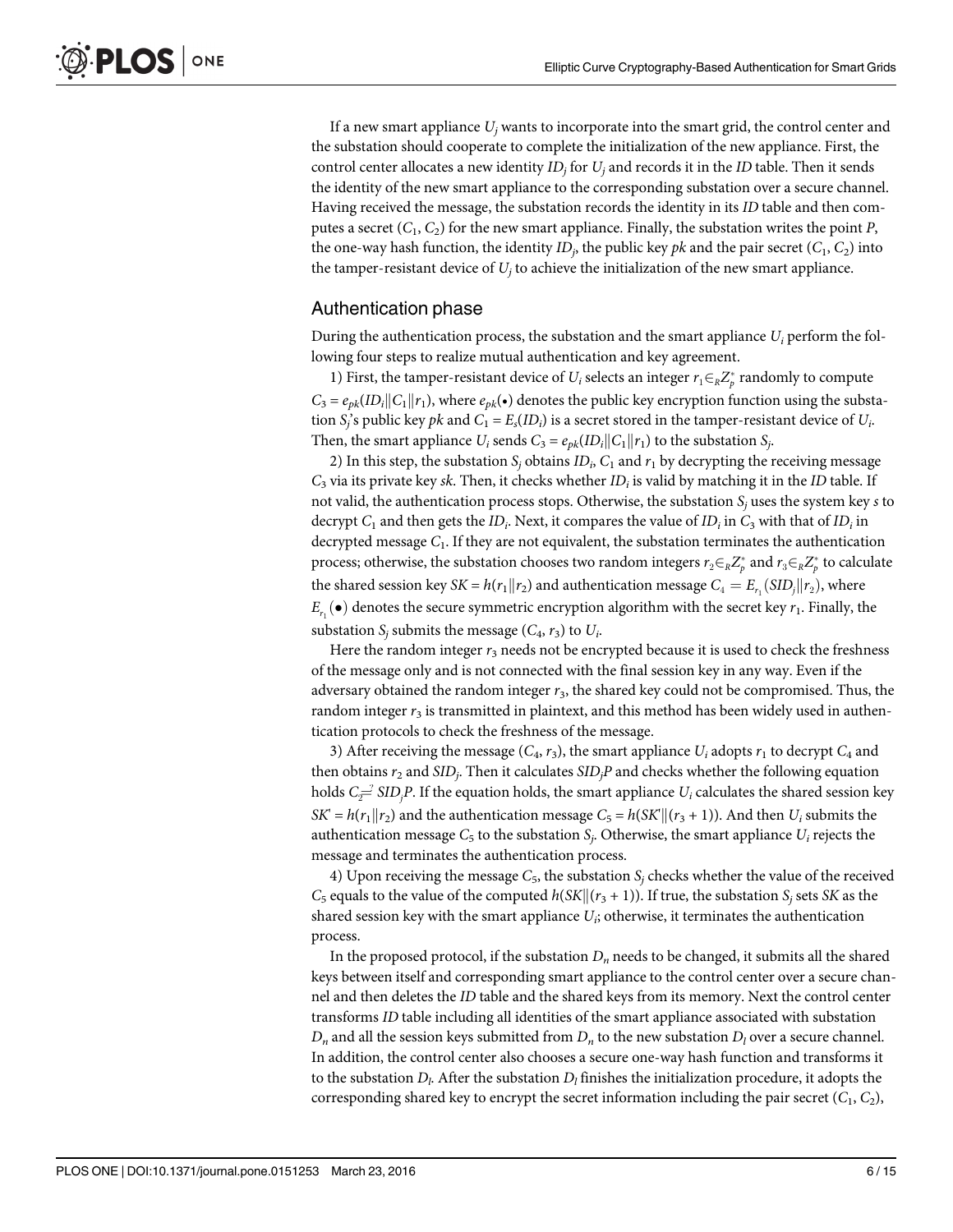If a new smart appliance $U_j$ wants to incorporate into the smart grid, the control center and the substation should cooperate to complete the initialization of the new appliance. First, the control center allocates a new identity $ID_j$ for $U_j$ and records it in the *ID* table. Then it sends the identity of the new smart appliance to the corresponding substation over a secure channel. Having received the message, the substation records the identity in its *ID* table and then computes a secret ($C_1$, $C_2$) for the new smart appliance. Finally, the substation writes the point *P*, the one-way hash function, the identity $ID_j$, the public key *pk* and the pair secret ($C_1$, $C_2$) into the tamper-resistant device of $U_j$ to achieve the initialization of the new smart appliance.

## Authentication phase

During the authentication process, the substation and the smart appliance $U_i$ perform the following four steps to realize mutual authentication and key agreement.

1) First, the tamper-resistant device of $U_i$ selects an integer $r_1 \in_R Z_p^*$ randomly to compute $C_3 = e_{pk}(ID_i \| C_1 \| r_1)$, where $e_{pk}(\bullet)$ denotes the public key encryption function using the substation $S_j$'s public key *pk* and $C_1 = E_s(ID_i)$ is a secret stored in the tamper-resistant device of $U_i$. Then, the smart appliance $U_i$ sends $C_3 = e_{pk}(ID_i \| C_1 \| r_1)$ to the substation $S_j$.

2) In this step, the substation $S_j$ obtains $ID_i$, $C_1$ and $r_1$ by decrypting the receiving message $C_3$ via its private key *sk*. Then, it checks whether $ID_i$ is valid by matching it in the *ID* table. If not valid, the authentication process stops. Otherwise, the substation $S_j$ uses the system key *s* to decrypt $C_1$ and then gets the $ID_i$. Next, it compares the value of $ID_i$ in $C_3$ with that of $ID_i$ in decrypted message $C_1$. If they are not equivalent, the substation terminates the authentication process; otherwise, the substation chooses two random integers $r_2 \in_R Z_p^*$ and $r_3 \in_R Z_p^*$ to calculate the shared session key $SK = h(r_1 \| r_2)$ and authentication message $C_4 = E_{r_1}(SID_j \| r_2)$, where $E_{r_1}(\bullet)$ denotes the secure symmetric encryption algorithm with the secret key $r_1$. Finally, the substation $S_j$ submits the message ($C_4$, $r_3$) to $U_i$.

Here the random integer $r_3$ needs not be encrypted because it is used to check the freshness of the message only and is not connected with the final session key in any way. Even if the adversary obtained the random integer $r_3$, the shared key could not be compromised. Thus, the random integer $r_3$ is transmitted in plaintext, and this method has been widely used in authentication protocols to check the freshness of the message.

3) After receiving the message ($C_4$, $r_3$), the smart appliance $U_i$ adopts $r_1$ to decrypt $C_4$ and then obtains $r_2$ and $SID_j$. Then it calculates $SID_jP$ and checks whether the following equation holds $C_2 \stackrel{?}{=} SID_jP$. If the equation holds, the smart appliance $U_i$ calculates the shared session key $SK' = h(r_1 \| r_2)$ and the authentication message $C_5 = h(SK' \| (r_3 + 1))$. And then $U_i$ submits the authentication message $C_5$ to the substation $S_j$. Otherwise, the smart appliance $U_i$ rejects the message and terminates the authentication process.

4) Upon receiving the message $C_5$, the substation $S_j$ checks whether the value of the received $C_5$ equals to the value of the computed $h(SK \| (r_3 + 1))$. If true, the substation $S_j$ sets *SK* as the shared session key with the smart appliance $U_i$; otherwise, it terminates the authentication process.

In the proposed protocol, if the substation $D_n$ needs to be changed, it submits all the shared keys between itself and corresponding smart appliance to the control center over a secure channel and then deletes the *ID* table and the shared keys from its memory. Next the control center transforms *ID* table including all identities of the smart appliance associated with substation $D_n$ and all the session keys submitted from $D_n$ to the new substation $D_l$ over a secure channel. In addition, the control center also chooses a secure one-way hash function and transforms it to the substation $D_l$. After the substation $D_l$ finishes the initialization procedure, it adopts the corresponding shared key to encrypt the secret information including the pair secret ($C_1$, $C_2$),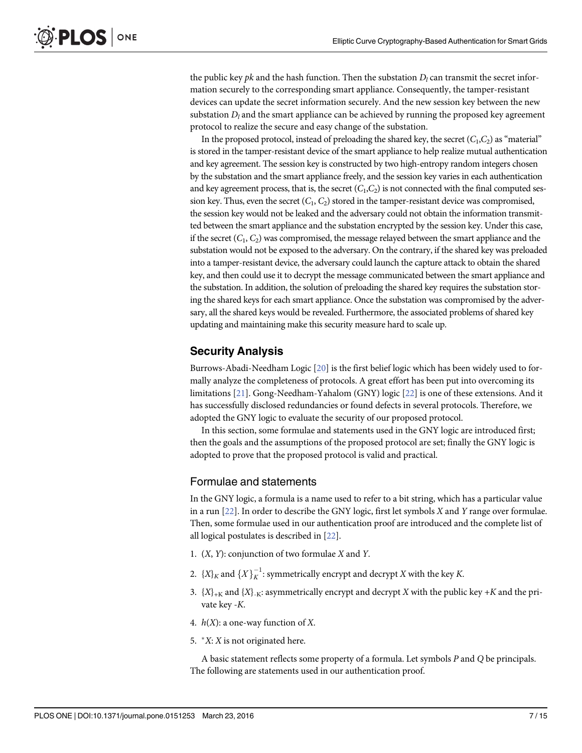the public key $pk$ and the hash function. Then the substation $D_l$ can transmit the secret information securely to the corresponding smart appliance. Consequently, the tamper-resistant devices can update the secret information securely. And the new session key between the new substation $D_l$ and the smart appliance can be achieved by running the proposed key agreement protocol to realize the secure and easy change of the substation.

In the proposed protocol, instead of preloading the shared key, the secret $(C_1,C_2)$ as "material" is stored in the tamper-resistant device of the smart appliance to help realize mutual authentication and key agreement. The session key is constructed by two high-entropy random integers chosen by the substation and the smart appliance freely, and the session key varies in each authentication and key agreement process, that is, the secret $(C_1,C_2)$ is not connected with the final computed session key. Thus, even the secret $(C_1, C_2)$ stored in the tamper-resistant device was compromised, the session key would not be leaked and the adversary could not obtain the information transmitted between the smart appliance and the substation encrypted by the session key. Under this case, if the secret $(C_1, C_2)$ was compromised, the message relayed between the smart appliance and the substation would not be exposed to the adversary. On the contrary, if the shared key was preloaded into a tamper-resistant device, the adversary could launch the capture attack to obtain the shared key, and then could use it to decrypt the message communicated between the smart appliance and the substation. In addition, the solution of preloading the shared key requires the substation storing the shared keys for each smart appliance. Once the substation was compromised by the adversary, all the shared keys would be revealed. Furthermore, the associated problems of shared key updating and maintaining make this security measure hard to scale up.

## Security Analysis

Burrows-Abadi-Needham Logic [20] is the first belief logic which has been widely used to formally analyze the completeness of protocols. A great effort has been put into overcoming its limitations [21]. Gong-Needham-Yahalom (GNY) logic [22] is one of these extensions. And it has successfully disclosed redundancies or found defects in several protocols. Therefore, we adopted the GNY logic to evaluate the security of our proposed protocol.

In this section, some formulae and statements used in the GNY logic are introduced first; then the goals and the assumptions of the proposed protocol are set; finally the GNY logic is adopted to prove that the proposed protocol is valid and practical.

### Formulae and statements

In the GNY logic, a formula is a name used to refer to a bit string, which has a particular value in a run [22]. In order to describe the GNY logic, first let symbols $X$ and $Y$ range over formulae. Then, some formulae used in our authentication proof are introduced and the complete list of all logical postulates is described in [22].

1. $(X, Y)$: conjunction of two formulae $X$ and $Y$.
2. $\{X\}_K$ and $\{X\}_K^{-1}$: symmetrically encrypt and decrypt $X$ with the key $K$.
3. $\{X\}_{+K}$ and $\{X\}_{-K}$: asymmetrically encrypt and decrypt $X$ with the public key $+K$ and the private key $-K$.
4. $h(X)$: a one-way function of $X$.
5. $^*X$: $X$ is not originated here.

A basic statement reflects some property of a formula. Let symbols $P$ and $Q$ be principals. The following are statements used in our authentication proof.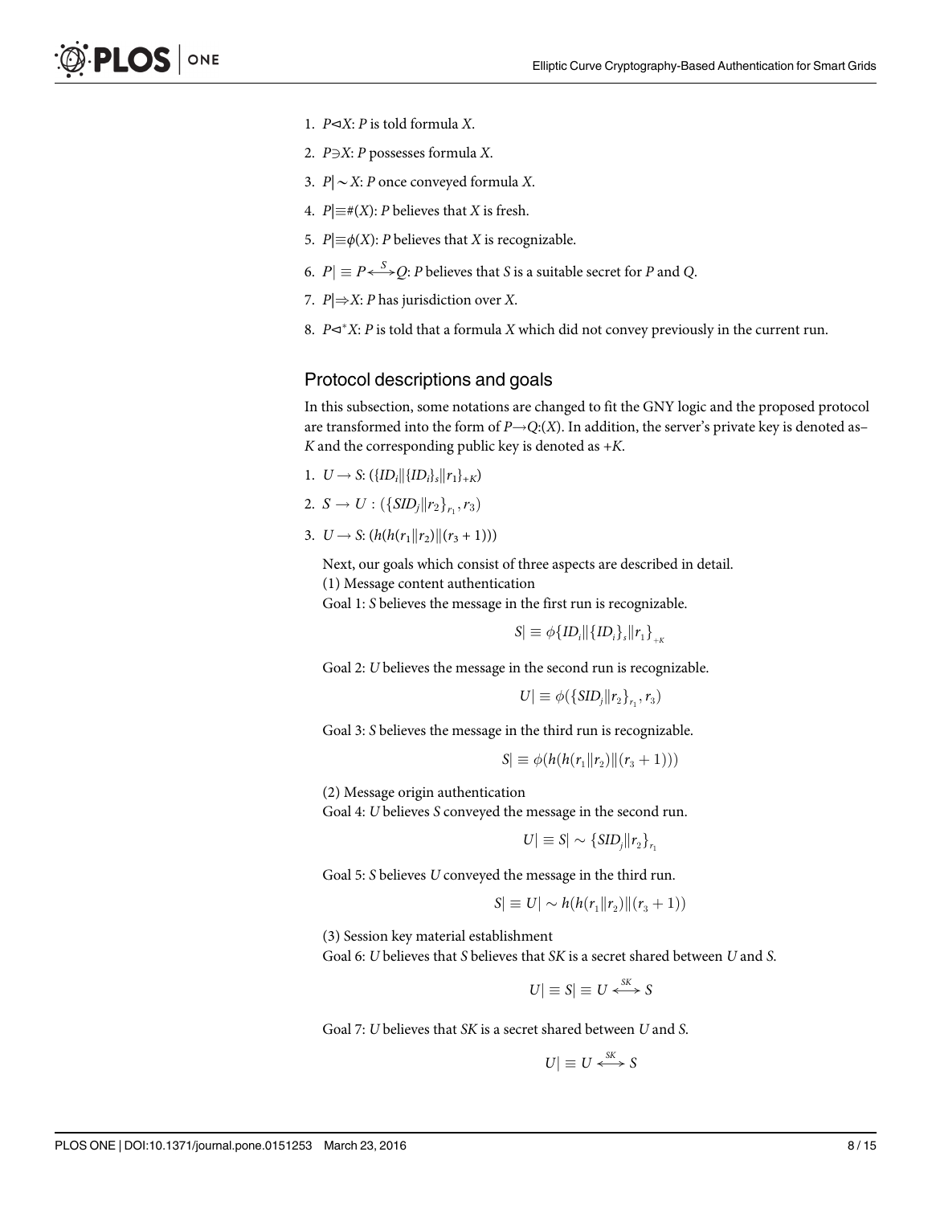1. $P \triangleleft X$: $P$ is told formula $X$.
2. $P \ni X$: $P$ possesses formula $X$.
3. $P| \sim X$: $P$ once conveyed formula $X$.
4. $P| \equiv \#(X)$: $P$ believes that $X$ is fresh.
5. $P| \equiv \phi(X)$: $P$ believes that $X$ is recognizable.
6. $P| \equiv P \stackrel{S}{\longleftrightarrow} Q$: $P$ believes that $S$ is a suitable secret for $P$ and $Q$.
7. $P| \Rightarrow X$: $P$ has jurisdiction over $X$.
8. $P \triangleleft^* X$: $P$ is told that a formula $X$ which did not convey previously in the current run.

## Protocol descriptions and goals

In this subsection, some notations are changed to fit the GNY logic and the proposed protocol are transformed into the form of $P \rightarrow Q{:}(X)$. In addition, the server's private key is denoted as $-K$ and the corresponding public key is denoted as $+K$.

1. $U \rightarrow S$: $(\{ID_i \| \{ID_i\}_s \| r_1\}_{+K})$
2. $S \rightarrow U : (\{SID_j \| r_2\}_{r_1}, r_3)$
3. $U \rightarrow S$: $(h(h(r_1 \| r_2) \| (r_3 + 1)))$

Next, our goals which consist of three aspects are described in detail.

(1) Message content authentication

Goal 1: $S$ believes the message in the first run is recognizable.

$$S| \equiv \phi\{ID_i \| \{ID_i\}_s \| r_1\}_{+K}$$

Goal 2: $U$ believes the message in the second run is recognizable.

$$U| \equiv \phi(\{SID_j \| r_2\}_{r_1}, r_3)$$

Goal 3: $S$ believes the message in the third run is recognizable.

$$S| \equiv \phi(h(h(r_1 \| r_2) \| (r_3 + 1)))$$

(2) Message origin authentication

Goal 4: $U$ believes $S$ conveyed the message in the second run.

$$U| \equiv S| \sim \{SID_j \| r_2\}_{r_1}$$

Goal 5: $S$ believes $U$ conveyed the message in the third run.

$$S| \equiv U| \sim h(h(r_1 \| r_2) \| (r_3 + 1))$$

(3) Session key material establishment

Goal 6: $U$ believes that $S$ believes that $SK$ is a secret shared between $U$ and $S$.

$$U| \equiv S| \equiv U \stackrel{SK}{\longleftrightarrow} S$$

Goal 7: $U$ believes that $SK$ is a secret shared between $U$ and $S$.

$$U| \equiv U \stackrel{SK}{\longleftrightarrow} S$$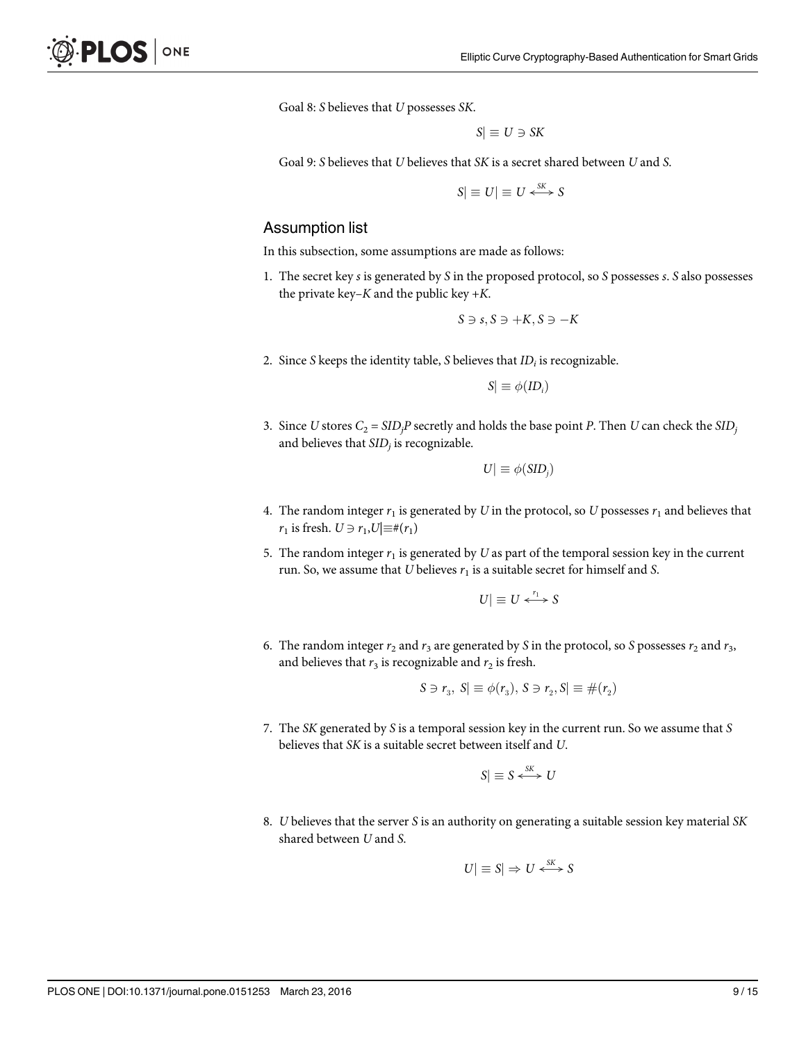Goal 8: $S$ believes that $U$ possesses $SK$.

$$S| \equiv U \ni SK$$

Goal 9: $S$ believes that $U$ believes that $SK$ is a secret shared between $U$ and $S$.

$$S| \equiv U| \equiv U \stackrel{SK}{\longleftrightarrow} S$$

## Assumption list

In this subsection, some assumptions are made as follows:

1. The secret key $s$ is generated by $S$ in the proposed protocol, so $S$ possesses $s$. $S$ also possesses the private key $-K$ and the public key $+K$.

$$S \ni s, S \ni +K, S \ni -K$$

2. Since $S$ keeps the identity table, $S$ believes that $ID_i$ is recognizable.

$$S| \equiv \phi(ID_i)$$

3. Since $U$ stores $C_2 = SID_jP$ secretly and holds the base point $P$. Then $U$ can check the $SID_j$ and believes that $SID_j$ is recognizable.

$$U| \equiv \phi(SID_j)$$

4. The random integer $r_1$ is generated by $U$ in the protocol, so $U$ possesses $r_1$ and believes that $r_1$ is fresh. $U \ni r_1, U| \equiv \#(r_1)$

5. The random integer $r_1$ is generated by $U$ as part of the temporal session key in the current run. So, we assume that $U$ believes $r_1$ is a suitable secret for himself and $S$.

$$U| \equiv U \stackrel{r_1}{\longleftrightarrow} S$$

6. The random integer $r_2$ and $r_3$ are generated by $S$ in the protocol, so $S$ possesses $r_2$ and $r_3$, and believes that $r_3$ is recognizable and $r_2$ is fresh.

$$S \ni r_3,\ S| \equiv \phi(r_3),\ S \ni r_2, S| \equiv \#(r_2)$$

7. The $SK$ generated by $S$ is a temporal session key in the current run. So we assume that $S$ believes that $SK$ is a suitable secret between itself and $U$.

$$S| \equiv S \stackrel{SK}{\longleftrightarrow} U$$

8. $U$ believes that the server $S$ is an authority on generating a suitable session key material $SK$ shared between $U$ and $S$.

$$U| \equiv S| \Rightarrow U \stackrel{SK}{\longleftrightarrow} S$$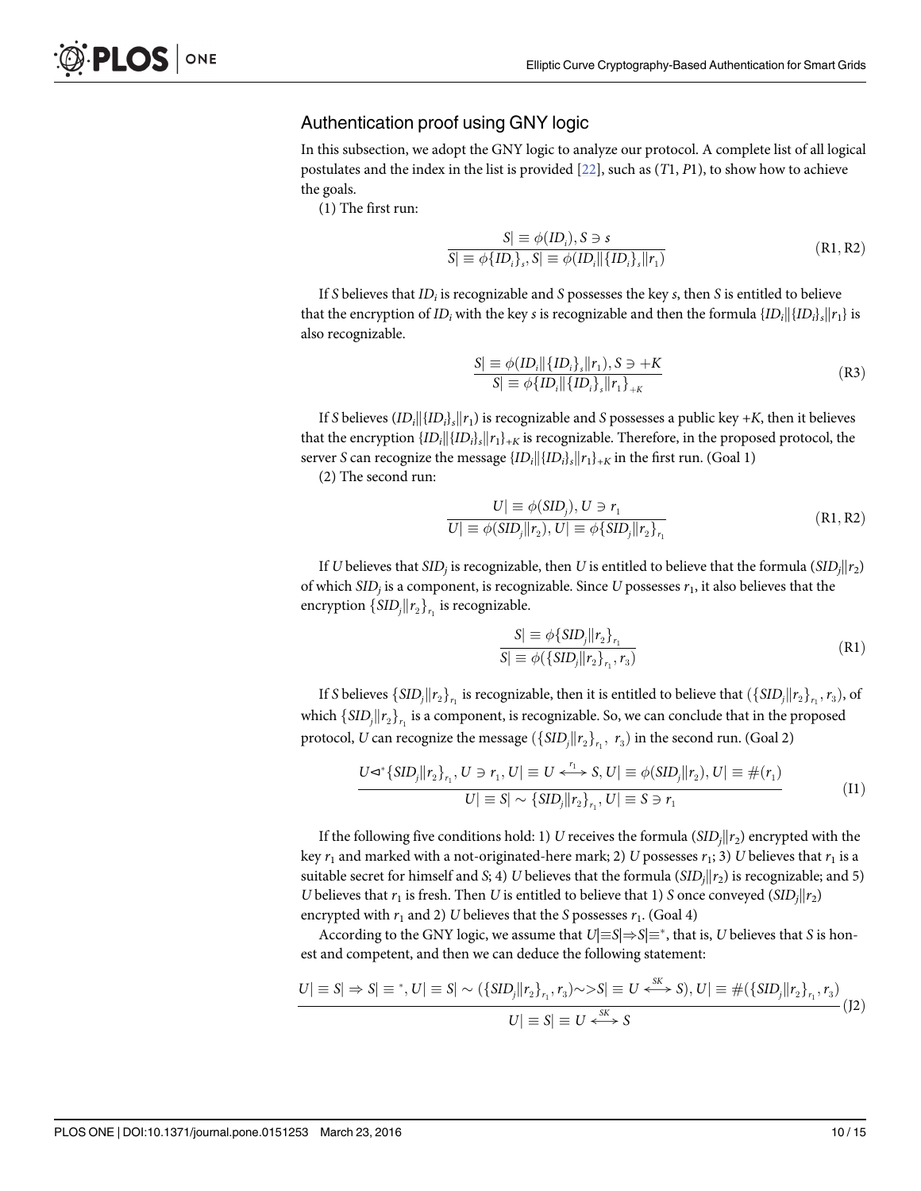## Authentication proof using GNY logic

In this subsection, we adopt the GNY logic to analyze our protocol. A complete list of all logical postulates and the index in the list is provided [22], such as (*T*1, *P*1), to show how to achieve the goals.

(1) The first run:

$$\frac{S| \equiv \phi(ID_i), S \ni s}{S| \equiv \phi\{ID_i\}_s, S| \equiv \phi(ID_i\|\{ID_i\}_s\|r_1)} \quad \text{(R1, R2)}$$

If *S* believes that $ID_i$ is recognizable and *S* possesses the key *s*, then *S* is entitled to believe that the encryption of $ID_i$ with the key *s* is recognizable and then the formula $\{ID_i\|\{ID_i\}_s\|r_1\}$ is also recognizable.

$$\frac{S| \equiv \phi(ID_i\|\{ID_i\}_s\|r_1), S \ni +K}{S| \equiv \phi\{ID_i\|\{ID_i\}_s\|r_1\}_{+K}} \quad \text{(R3)}$$

If *S* believes $(ID_i\|\{ID_i\}_s\|r_1)$ is recognizable and *S* possesses a public key $+K$, then it believes that the encryption $\{ID_i\|\{ID_i\}_s\|r_1\}_{+K}$ is recognizable. Therefore, in the proposed protocol, the server *S* can recognize the message $\{ID_i\|\{ID_i\}_s\|r_1\}_{+K}$ in the first run. (Goal 1)

(2) The second run:

$$\frac{U| \equiv \phi(SID_j), U \ni r_1}{U| \equiv \phi(SID_j\|r_2), U| \equiv \phi\{SID_j\|r_2\}_{r_1}} \quad \text{(R1, R2)}$$

If *U* believes that $SID_j$ is recognizable, then *U* is entitled to believe that the formula $(SID_j\|r_2)$ of which $SID_j$ is a component, is recognizable. Since *U* possesses $r_1$, it also believes that the encryption $\{SID_j\|r_2\}_{r_1}$ is recognizable.

$$\frac{S| \equiv \phi\{SID_j\|r_2\}_{r_1}}{S| \equiv \phi(\{SID_j\|r_2\}_{r_1}, r_3)} \quad \text{(R1)}$$

If *S* believes $\{SID_j\|r_2\}_{r_1}$ is recognizable, then it is entitled to believe that $(\{SID_j\|r_2\}_{r_1}, r_3)$, of which $\{SID_j\|r_2\}_{r_1}$ is a component, is recognizable. So, we can conclude that in the proposed protocol, *U* can recognize the message $(\{SID_j\|r_2\}_{r_1},\ r_3)$ in the second run. (Goal 2)

$$\frac{U \lhd^* \{SID_j\|r_2\}_{r_1}, U \ni r_1, U| \equiv U \overset{r_1}{\longleftrightarrow} S, U| \equiv \phi(SID_j\|r_2), U| \equiv \#(r_1)}{U| \equiv S| \sim \{SID_j\|r_2\}_{r_1}, U| \equiv S \ni r_1} \quad \text{(I1)}$$

If the following five conditions hold: 1) *U* receives the formula $(SID_j\|r_2)$ encrypted with the key $r_1$ and marked with a not-originated-here mark; 2) *U* possesses $r_1$; 3) *U* believes that $r_1$ is a suitable secret for himself and *S*; 4) *U* believes that the formula $(SID_j\|r_2)$ is recognizable; and 5) *U* believes that $r_1$ is fresh. Then *U* is entitled to believe that 1) *S* once conveyed $(SID_j\|r_2)$ encrypted with $r_1$ and 2) *U* believes that the *S* possesses $r_1$. (Goal 4)

According to the GNY logic, we assume that $U|\equiv S|\Rightarrow S|\equiv^*$, that is, *U* believes that *S* is honest and competent, and then we can deduce the following statement:

$$\frac{U| \equiv S| \Rightarrow S| \equiv {}^*, U| \equiv S| \sim (\{SID_j\|r_2\}_{r_1}, r_3) \sim> S| \equiv U \overset{SK}{\longleftrightarrow} S), U| \equiv \#(\{SID_j\|r_2\}_{r_1}, r_3)}{U| \equiv S| \equiv U \overset{SK}{\longleftrightarrow} S} \quad \text{(J2)}$$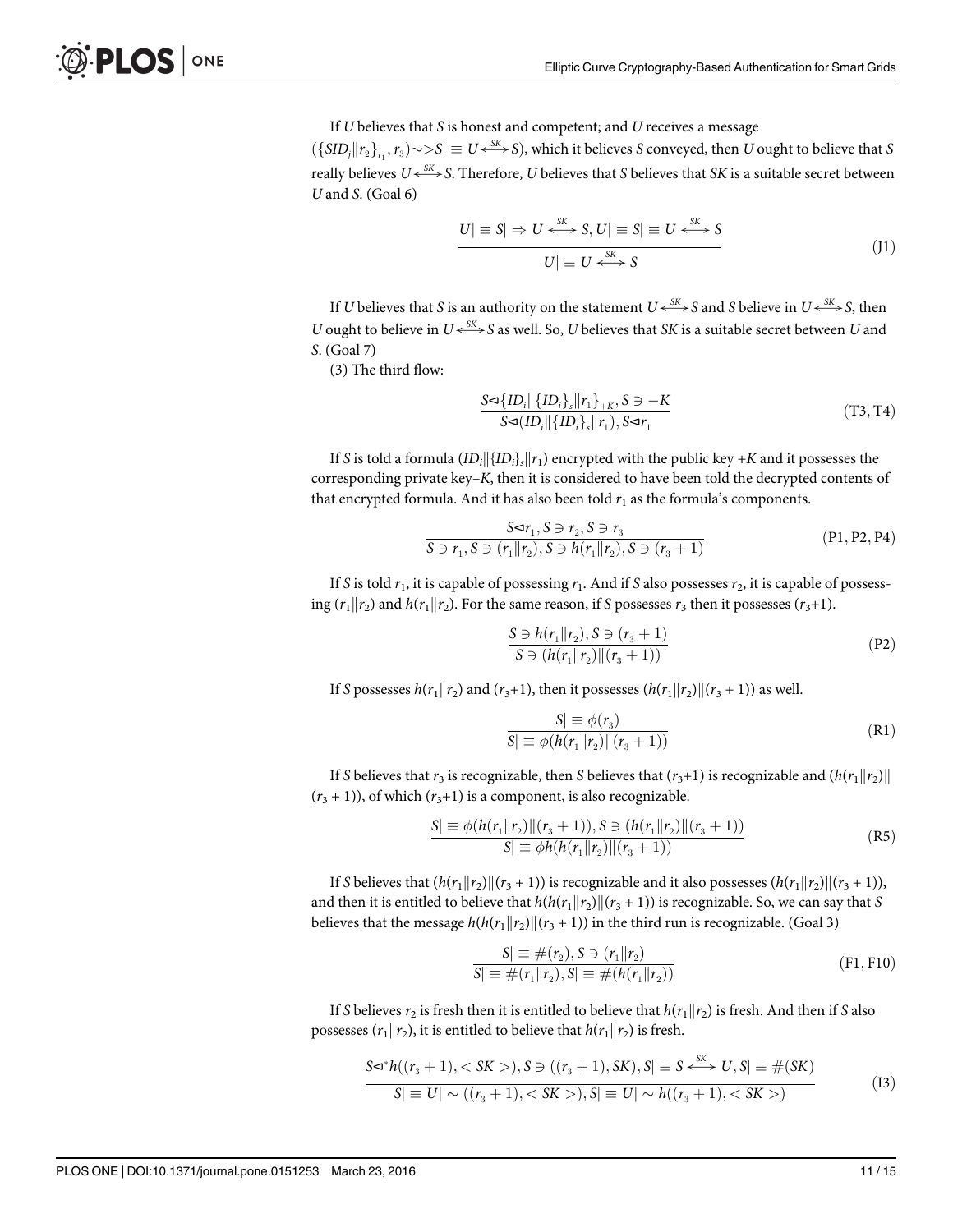If $U$ believes that $S$ is honest and competent; and $U$ receives a message $(\{SID_j \| r_2\}_{r_1}, r_3) \sim > S| \equiv U \overset{SK}{\longleftrightarrow} S)$, which it believes $S$ conveyed, then $U$ ought to believe that $S$ really believes $U \overset{SK}{\longleftrightarrow} S$. Therefore, $U$ believes that $S$ believes that $SK$ is a suitable secret between $U$ and $S$. (Goal 6)

$$\frac{U| \equiv S| \Rightarrow U \overset{SK}{\longleftrightarrow} S, U| \equiv S| \equiv U \overset{SK}{\longleftrightarrow} S}{U| \equiv U \overset{SK}{\longleftrightarrow} S} \tag{J1}$$

If $U$ believes that $S$ is an authority on the statement $U \overset{SK}{\longleftrightarrow} S$ and $S$ believe in $U \overset{SK}{\longleftrightarrow} S$, then $U$ ought to believe in $U \overset{SK}{\longleftrightarrow} S$ as well. So, $U$ believes that $SK$ is a suitable secret between $U$ and $S$. (Goal 7)

(3) The third flow:

$$\frac{S \lhd \{ID_i \| \{ID_i\}_s \| r_1\}_{+K}, S \ni -K}{S \lhd (ID_i \| \{ID_i\}_s \| r_1), S \lhd r_1} \tag{T3, T4}$$

If $S$ is told a formula $(ID_i \| \{ID_i\}_s \| r_1)$ encrypted with the public key $+K$ and it possesses the corresponding private key $-K$, then it is considered to have been told the decrypted contents of that encrypted formula. And it has also been told $r_1$ as the formula's components.

$$\frac{S \lhd r_1, S \ni r_2, S \ni r_3}{S \ni r_1, S \ni (r_1 \| r_2), S \ni h(r_1 \| r_2), S \ni (r_3 + 1)} \tag{P1, P2, P4}$$

If $S$ is told $r_1$, it is capable of possessing $r_1$. And if $S$ also possesses $r_2$, it is capable of possessing $(r_1 \| r_2)$ and $h(r_1 \| r_2)$. For the same reason, if $S$ possesses $r_3$ then it possesses $(r_3+1)$.

$$\frac{S \ni h(r_1 \| r_2), S \ni (r_3 + 1)}{S \ni (h(r_1 \| r_2) \| (r_3 + 1))} \tag{P2}$$

If $S$ possesses $h(r_1 \| r_2)$ and $(r_3+1)$, then it possesses $(h(r_1 \| r_2) \| (r_3 + 1))$ as well.

$$\frac{S| \equiv \phi(r_3)}{S| \equiv \phi(h(r_1 \| r_2) \| (r_3 + 1))} \tag{R1}$$

If $S$ believes that $r_3$ is recognizable, then $S$ believes that $(r_3+1)$ is recognizable and $(h(r_1 \| r_2) \| (r_3 + 1))$, of which $(r_3+1)$ is a component, is also recognizable.

$$\frac{S| \equiv \phi(h(r_1 \| r_2) \| (r_3 + 1)), S \ni (h(r_1 \| r_2) \| (r_3 + 1))}{S| \equiv \phi h(h(r_1 \| r_2) \| (r_3 + 1))} \tag{R5}$$

If $S$ believes that $(h(r_1 \| r_2) \| (r_3 + 1))$ is recognizable and it also possesses $(h(r_1 \| r_2) \| (r_3 + 1))$, and then it is entitled to believe that $h(h(r_1 \| r_2) \| (r_3 + 1))$ is recognizable. So, we can say that $S$ believes that the message $h(h(r_1 \| r_2) \| (r_3 + 1))$ in the third run is recognizable. (Goal 3)

$$\frac{S| \equiv \#(r_2), S \ni (r_1 \| r_2)}{S| \equiv \#(r_1 \| r_2), S| \equiv \#(h(r_1 \| r_2))} \tag{F1, F10}$$

If $S$ believes $r_2$ is fresh then it is entitled to believe that $h(r_1 \| r_2)$ is fresh. And then if $S$ also possesses $(r_1 \| r_2)$, it is entitled to believe that $h(r_1 \| r_2)$ is fresh.

$$\frac{S \lhd^* h((r_3 + 1), < SK >), S \ni ((r_3 + 1), SK), S| \equiv S \overset{SK}{\longleftrightarrow} U, S| \equiv \#(SK)}{S| \equiv U| \sim ((r_3 + 1), < SK >), S| \equiv U| \sim h((r_3 + 1), < SK >)} \tag{I3}$$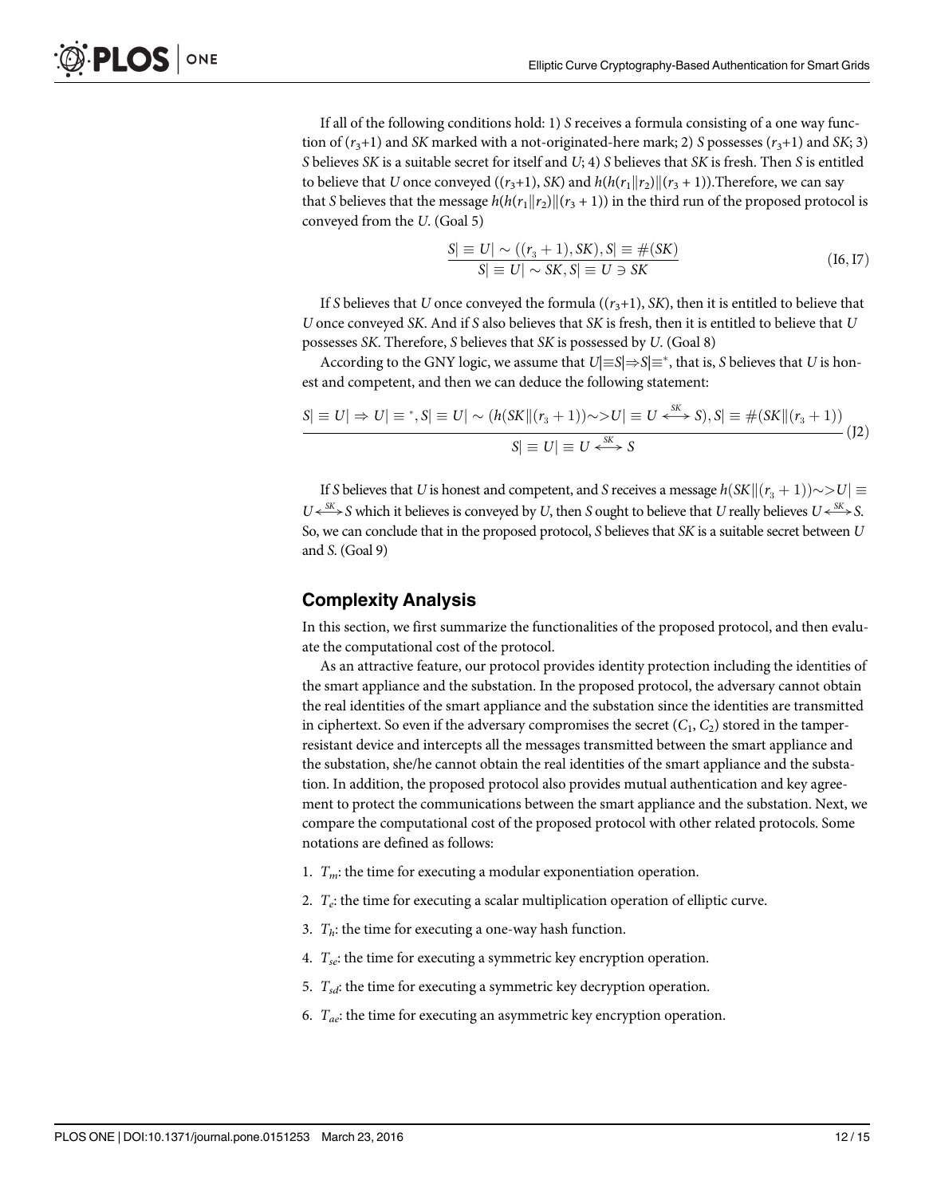If all of the following conditions hold: 1) $S$ receives a formula consisting of a one way function of $(r_3+1)$ and $SK$ marked with a not-originated-here mark; 2) $S$ possesses $(r_3+1)$ and $SK$; 3) $S$ believes $SK$ is a suitable secret for itself and $U$; 4) $S$ believes that $SK$ is fresh. Then $S$ is entitled to believe that $U$ once conveyed $((r_3+1), SK)$ and $h(h(r_1\|r_2)\|(r_3+1))$.Therefore, we can say that $S$ believes that the message $h(h(r_1\|r_2)\|(r_3+1))$ in the third run of the proposed protocol is conveyed from the $U$. (Goal 5)

$$\frac{S|\equiv U|\sim((r_3+1), SK), S|\equiv \#(SK)}{S|\equiv U|\sim SK, S|\equiv U \ni SK} \tag{I6, I7}$$

If $S$ believes that $U$ once conveyed the formula $((r_3+1), SK)$, then it is entitled to believe that $U$ once conveyed $SK$. And if $S$ also believes that $SK$ is fresh, then it is entitled to believe that $U$ possesses $SK$. Therefore, $S$ believes that $SK$ is possessed by $U$. (Goal 8)

According to the GNY logic, we assume that $U|\equiv S|\Rightarrow S|\equiv^*$, that is, $S$ believes that $U$ is honest and competent, and then we can deduce the following statement:

$$\frac{S|\equiv U|\Rightarrow U|\equiv^*, S|\equiv U|\sim(h(SK\|(r_3+1))\sim>U|\equiv U\overset{SK}{\longleftrightarrow}S), S|\equiv \#(SK\|(r_3+1))}{S|\equiv U|\equiv U\overset{SK}{\longleftrightarrow}S} \tag{J2}$$

If $S$ believes that $U$ is honest and competent, and $S$ receives a message $h(SK\|(r_3+1))\sim>U|\equiv U\overset{SK}{\longleftrightarrow}S$ which it believes is conveyed by $U$, then $S$ ought to believe that $U$ really believes $U\overset{SK}{\longleftrightarrow}S$. So, we can conclude that in the proposed protocol, $S$ believes that $SK$ is a suitable secret between $U$ and $S$. (Goal 9)

## Complexity Analysis

In this section, we first summarize the functionalities of the proposed protocol, and then evaluate the computational cost of the protocol.

As an attractive feature, our protocol provides identity protection including the identities of the smart appliance and the substation. In the proposed protocol, the adversary cannot obtain the real identities of the smart appliance and the substation since the identities are transmitted in ciphertext. So even if the adversary compromises the secret $(C_1, C_2)$ stored in the tamper-resistant device and intercepts all the messages transmitted between the smart appliance and the substation, she/he cannot obtain the real identities of the smart appliance and the substation. In addition, the proposed protocol also provides mutual authentication and key agreement to protect the communications between the smart appliance and the substation. Next, we compare the computational cost of the proposed protocol with other related protocols. Some notations are defined as follows:

1. $T_m$: the time for executing a modular exponentiation operation.
2. $T_e$: the time for executing a scalar multiplication operation of elliptic curve.
3. $T_h$: the time for executing a one-way hash function.
4. $T_{se}$: the time for executing a symmetric key encryption operation.
5. $T_{sd}$: the time for executing a symmetric key decryption operation.
6. $T_{ae}$: the time for executing an asymmetric key encryption operation.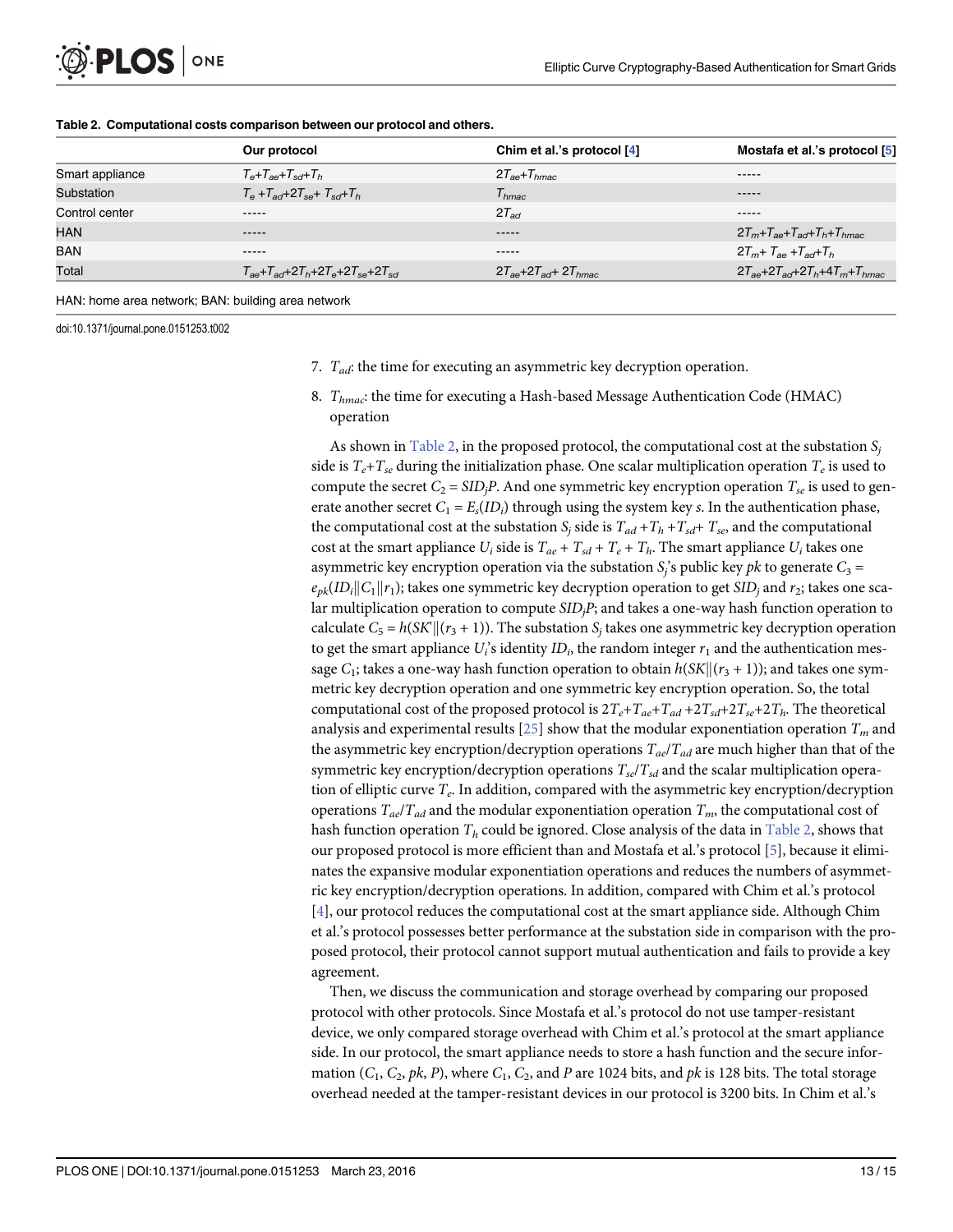**Table 2. Computational costs comparison between our protocol and others.**

| | Our protocol | Chim et al.'s protocol [4] | Mostafa et al.'s protocol [5] |
|---|---|---|---|
| Smart appliance | $T_e$+$T_{ae}$+$T_{sd}$+$T_h$ | $2T_{ae}$+$T_{hmac}$ | ----- |
| Substation | $T_e$ +$T_{ad}$+$2T_{se}$+ $T_{sd}$+$T_h$ | $T_{hmac}$ | ----- |
| Control center | ----- | $2T_{ad}$ | ----- |
| HAN | ----- | ----- | $2T_m$+$T_{ae}$+$T_{ad}$+$T_h$+$T_{hmac}$ |
| BAN | ----- | ----- | $2T_m$+ $T_{ae}$ +$T_{ad}$+$T_h$ |
| Total | $T_{ae}$+$T_{ad}$+$2T_h$+$2T_e$+$2T_{se}$+$2T_{sd}$ | $2T_{ae}$+$2T_{ad}$+ $2T_{hmac}$ | $2T_{ae}$+$2T_{ad}$+$2T_h$+$4T_m$+$T_{hmac}$ |

HAN: home area network; BAN: building area network

doi:10.1371/journal.pone.0151253.t002

7. $T_{ad}$: the time for executing an asymmetric key decryption operation.
8. $T_{hmac}$: the time for executing a Hash-based Message Authentication Code (HMAC) operation

As shown in Table 2, in the proposed protocol, the computational cost at the substation $S_j$ side is $T_e$+$T_{se}$ during the initialization phase. One scalar multiplication operation $T_e$ is used to compute the secret $C_2 = SID_jP$. And one symmetric key encryption operation $T_{se}$ is used to generate another secret $C_1 = E_s(ID_i)$ through using the system key $s$. In the authentication phase, the computational cost at the substation $S_j$ side is $T_{ad}$ +$T_h$ +$T_{sd}$+ $T_{se}$, and the computational cost at the smart appliance $U_i$ side is $T_{ae}$ + $T_{sd}$ + $T_e$ + $T_h$. The smart appliance $U_i$ takes one asymmetric key encryption operation via the substation $S_j$'s public key $pk$ to generate $C_3 = e_{pk}(ID_i\|C_1\|r_1)$; takes one symmetric key decryption operation to get $SID_j$ and $r_2$; takes one scalar multiplication operation to compute $SID_jP$; and takes a one-way hash function operation to calculate $C_5 = h(SK'\|(r_3 + 1))$. The substation $S_j$ takes one asymmetric key decryption operation to get the smart appliance $U_i$'s identity $ID_i$, the random integer $r_1$ and the authentication message $C_1$; takes a one-way hash function operation to obtain $h(SK\|(r_3 + 1))$; and takes one symmetric key decryption operation and one symmetric key encryption operation. So, the total computational cost of the proposed protocol is $2T_e$+$T_{ae}$+$T_{ad}$ +$2T_{sd}$+$2T_{se}$+$2T_h$. The theoretical analysis and experimental results [25] show that the modular exponentiation operation $T_m$ and the asymmetric key encryption/decryption operations $T_{ae}$/$T_{ad}$ are much higher than that of the symmetric key encryption/decryption operations $T_{se}$/$T_{sd}$ and the scalar multiplication operation of elliptic curve $T_e$. In addition, compared with the asymmetric key encryption/decryption operations $T_{ae}$/$T_{ad}$ and the modular exponentiation operation $T_m$, the computational cost of hash function operation $T_h$ could be ignored. Close analysis of the data in Table 2, shows that our proposed protocol is more efficient than and Mostafa et al.'s protocol [5], because it eliminates the expansive modular exponentiation operations and reduces the numbers of asymmetric key encryption/decryption operations. In addition, compared with Chim et al.'s protocol [4], our protocol reduces the computational cost at the smart appliance side. Although Chim et al.'s protocol possesses better performance at the substation side in comparison with the proposed protocol, their protocol cannot support mutual authentication and fails to provide a key agreement.

Then, we discuss the communication and storage overhead by comparing our proposed protocol with other protocols. Since Mostafa et al.'s protocol do not use tamper-resistant device, we only compared storage overhead with Chim et al.'s protocol at the smart appliance side. In our protocol, the smart appliance needs to store a hash function and the secure information ($C_1$, $C_2$, $pk$, $P$), where $C_1$, $C_2$, and $P$ are 1024 bits, and $pk$ is 128 bits. The total storage overhead needed at the tamper-resistant devices in our protocol is 3200 bits. In Chim et al.'s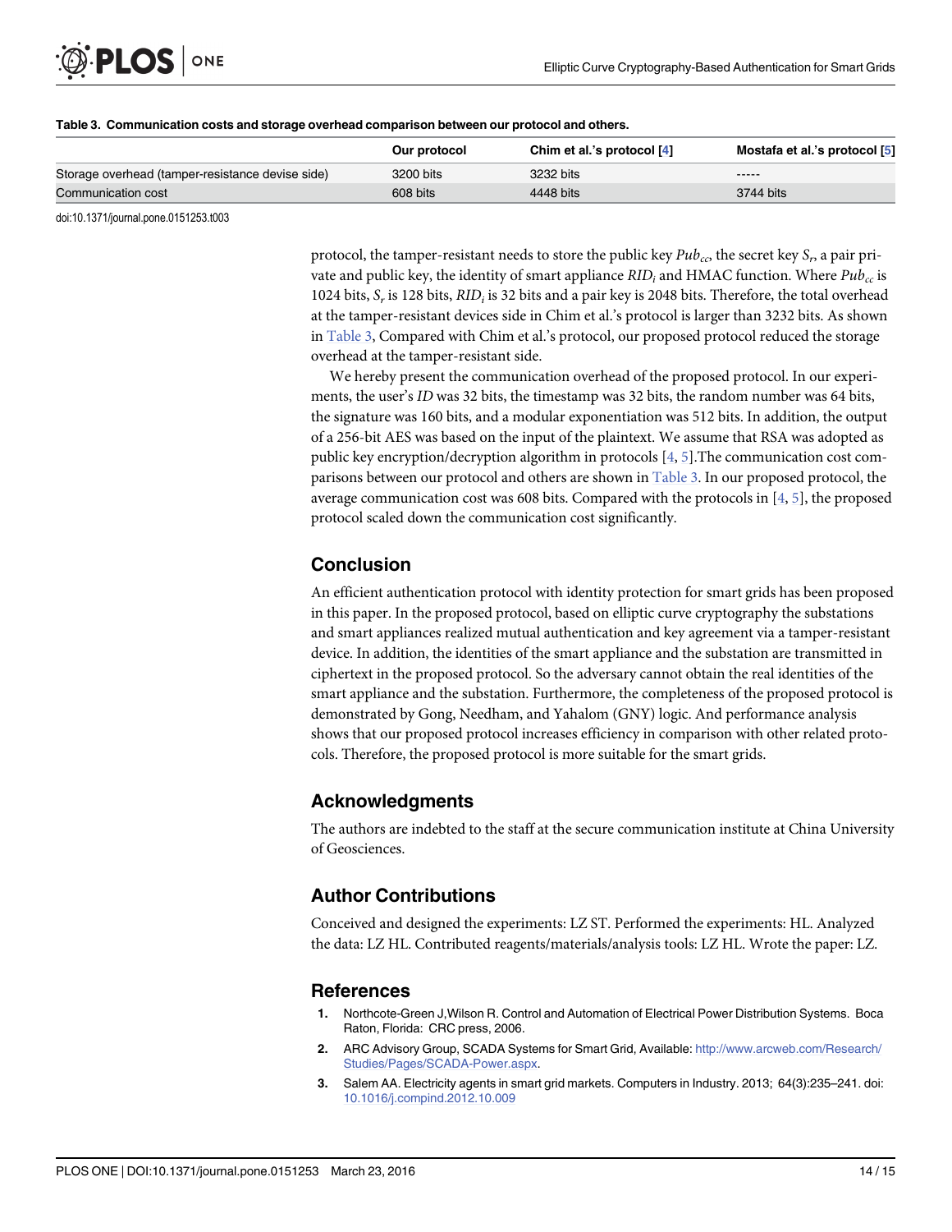**Table 3. Communication costs and storage overhead comparison between our protocol and others.**

| | Our protocol | Chim et al.'s protocol [4] | Mostafa et al.'s protocol [5] |
|---|---|---|---|
| Storage overhead (tamper-resistance devise side) | 3200 bits | 3232 bits | ----- |
| Communication cost | 608 bits | 4448 bits | 3744 bits |

doi:10.1371/journal.pone.0151253.t003

protocol, the tamper-resistant needs to store the public key $Pub_{cc}$, the secret key $S_r$, a pair private and public key, the identity of smart appliance $RID_i$ and HMAC function. Where $Pub_{cc}$ is 1024 bits, $S_r$ is 128 bits, $RID_i$ is 32 bits and a pair key is 2048 bits. Therefore, the total overhead at the tamper-resistant devices side in Chim et al.'s protocol is larger than 3232 bits. As shown in Table 3, Compared with Chim et al.'s protocol, our proposed protocol reduced the storage overhead at the tamper-resistant side.

We hereby present the communication overhead of the proposed protocol. In our experiments, the user's *ID* was 32 bits, the timestamp was 32 bits, the random number was 64 bits, the signature was 160 bits, and a modular exponentiation was 512 bits. In addition, the output of a 256-bit AES was based on the input of the plaintext. We assume that RSA was adopted as public key encryption/decryption algorithm in protocols [4, 5].The communication cost comparisons between our protocol and others are shown in Table 3. In our proposed protocol, the average communication cost was 608 bits. Compared with the protocols in [4, 5], the proposed protocol scaled down the communication cost significantly.

## Conclusion

An efficient authentication protocol with identity protection for smart grids has been proposed in this paper. In the proposed protocol, based on elliptic curve cryptography the substations and smart appliances realized mutual authentication and key agreement via a tamper-resistant device. In addition, the identities of the smart appliance and the substation are transmitted in ciphertext in the proposed protocol. So the adversary cannot obtain the real identities of the smart appliance and the substation. Furthermore, the completeness of the proposed protocol is demonstrated by Gong, Needham, and Yahalom (GNY) logic. And performance analysis shows that our proposed protocol increases efficiency in comparison with other related protocols. Therefore, the proposed protocol is more suitable for the smart grids.

## Acknowledgments

The authors are indebted to the staff at the secure communication institute at China University of Geosciences.

## Author Contributions

Conceived and designed the experiments: LZ ST. Performed the experiments: HL. Analyzed the data: LZ HL. Contributed reagents/materials/analysis tools: LZ HL. Wrote the paper: LZ.

## References

1. Northcote-Green J,Wilson R. Control and Automation of Electrical Power Distribution Systems. Boca Raton, Florida: CRC press, 2006.
2. ARC Advisory Group, SCADA Systems for Smart Grid, Available: http://www.arcweb.com/Research/Studies/Pages/SCADA-Power.aspx.
3. Salem AA. Electricity agents in smart grid markets. Computers in Industry. 2013; 64(3):235–241. doi: 10.1016/j.compind.2012.10.009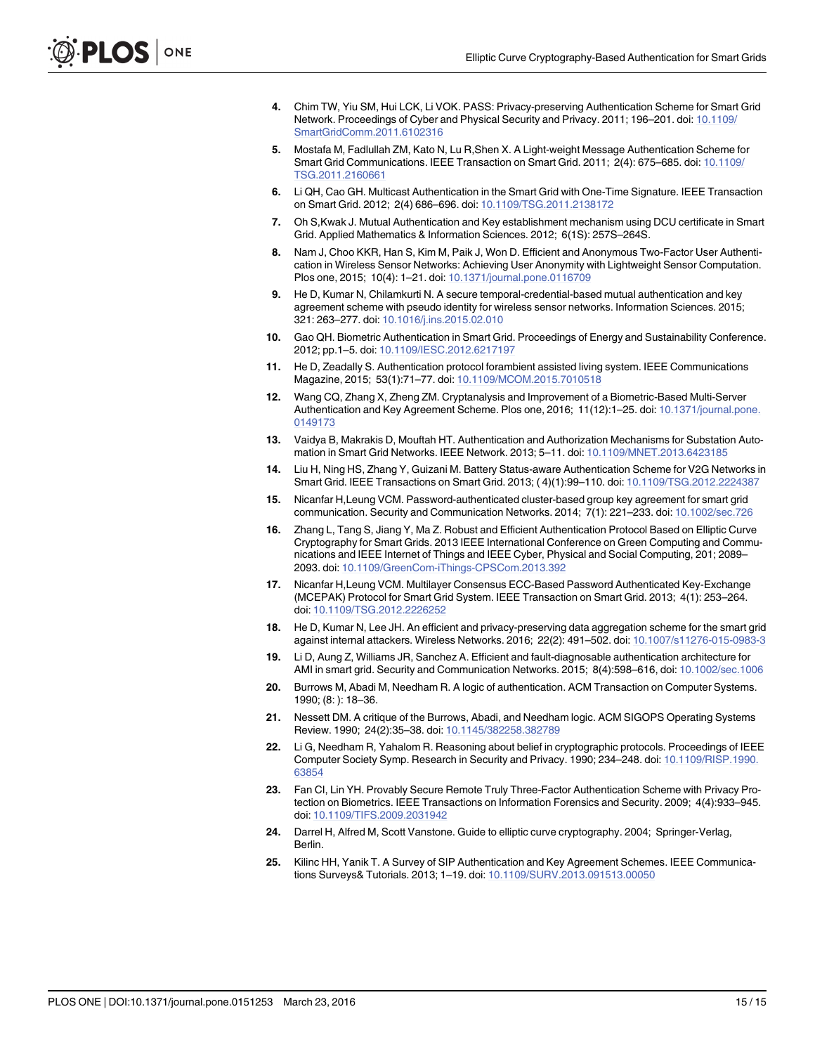4. Chim TW, Yiu SM, Hui LCK, Li VOK. PASS: Privacy-preserving Authentication Scheme for Smart Grid Network. Proceedings of Cyber and Physical Security and Privacy. 2011; 196–201. doi: 10.1109/SmartGridComm.2011.6102316
5. Mostafa M, Fadlullah ZM, Kato N, Lu R,Shen X. A Light-weight Message Authentication Scheme for Smart Grid Communications. IEEE Transaction on Smart Grid. 2011; 2(4): 675–685. doi: 10.1109/TSG.2011.2160661
6. Li QH, Cao GH. Multicast Authentication in the Smart Grid with One-Time Signature. IEEE Transaction on Smart Grid. 2012; 2(4) 686–696. doi: 10.1109/TSG.2011.2138172
7. Oh S,Kwak J. Mutual Authentication and Key establishment mechanism using DCU certificate in Smart Grid. Applied Mathematics & Information Sciences. 2012; 6(1S): 257S–264S.
8. Nam J, Choo KKR, Han S, Kim M, Paik J, Won D. Efficient and Anonymous Two-Factor User Authentication in Wireless Sensor Networks: Achieving User Anonymity with Lightweight Sensor Computation. Plos one, 2015; 10(4): 1–21. doi: 10.1371/journal.pone.0116709
9. He D, Kumar N, Chilamkurti N. A secure temporal-credential-based mutual authentication and key agreement scheme with pseudo identity for wireless sensor networks. Information Sciences. 2015; 321: 263–277. doi: 10.1016/j.ins.2015.02.010
10. Gao QH. Biometric Authentication in Smart Grid. Proceedings of Energy and Sustainability Conference. 2012; pp.1–5. doi: 10.1109/IESC.2012.6217197
11. He D, Zeadally S. Authentication protocol forambient assisted living system. IEEE Communications Magazine, 2015; 53(1):71–77. doi: 10.1109/MCOM.2015.7010518
12. Wang CQ, Zhang X, Zheng ZM. Cryptanalysis and Improvement of a Biometric-Based Multi-Server Authentication and Key Agreement Scheme. Plos one, 2016; 11(12):1–25. doi: 10.1371/journal.pone.0149173
13. Vaidya B, Makrakis D, Mouftah HT. Authentication and Authorization Mechanisms for Substation Automation in Smart Grid Networks. IEEE Network. 2013; 5–11. doi: 10.1109/MNET.2013.6423185
14. Liu H, Ning HS, Zhang Y, Guizani M. Battery Status-aware Authentication Scheme for V2G Networks in Smart Grid. IEEE Transactions on Smart Grid. 2013; ( 4)(1):99–110. doi: 10.1109/TSG.2012.2224387
15. Nicanfar H,Leung VCM. Password-authenticated cluster-based group key agreement for smart grid communication. Security and Communication Networks. 2014; 7(1): 221–233. doi: 10.1002/sec.726
16. Zhang L, Tang S, Jiang Y, Ma Z. Robust and Efficient Authentication Protocol Based on Elliptic Curve Cryptography for Smart Grids. 2013 IEEE International Conference on Green Computing and Communications and IEEE Internet of Things and IEEE Cyber, Physical and Social Computing, 201; 2089–2093. doi: 10.1109/GreenCom-iThings-CPSCom.2013.392
17. Nicanfar H,Leung VCM. Multilayer Consensus ECC-Based Password Authenticated Key-Exchange (MCEPAK) Protocol for Smart Grid System. IEEE Transaction on Smart Grid. 2013; 4(1): 253–264. doi: 10.1109/TSG.2012.2226252
18. He D, Kumar N, Lee JH. An efficient and privacy-preserving data aggregation scheme for the smart grid against internal attackers. Wireless Networks. 2016; 22(2): 491–502. doi: 10.1007/s11276-015-0983-3
19. Li D, Aung Z, Williams JR, Sanchez A. Efficient and fault-diagnosable authentication architecture for AMI in smart grid. Security and Communication Networks. 2015; 8(4):598–616, doi: 10.1002/sec.1006
20. Burrows M, Abadi M, Needham R. A logic of authentication. ACM Transaction on Computer Systems. 1990; (8: ): 18–36.
21. Nessett DM. A critique of the Burrows, Abadi, and Needham logic. ACM SIGOPS Operating Systems Review. 1990; 24(2):35–38. doi: 10.1145/382258.382789
22. Li G, Needham R, Yahalom R. Reasoning about belief in cryptographic protocols. Proceedings of IEEE Computer Society Symp. Research in Security and Privacy. 1990; 234–248. doi: 10.1109/RISP.1990.63854
23. Fan CI, Lin YH. Provably Secure Remote Truly Three-Factor Authentication Scheme with Privacy Protection on Biometrics. IEEE Transactions on Information Forensics and Security. 2009; 4(4):933–945. doi: 10.1109/TIFS.2009.2031942
24. Darrel H, Alfred M, Scott Vanstone. Guide to elliptic curve cryptography. 2004; Springer-Verlag, Berlin.
25. Kilinc HH, Yanik T. A Survey of SIP Authentication and Key Agreement Schemes. IEEE Communications Surveys& Tutorials. 2013; 1–19. doi: 10.1109/SURV.2013.091513.00050